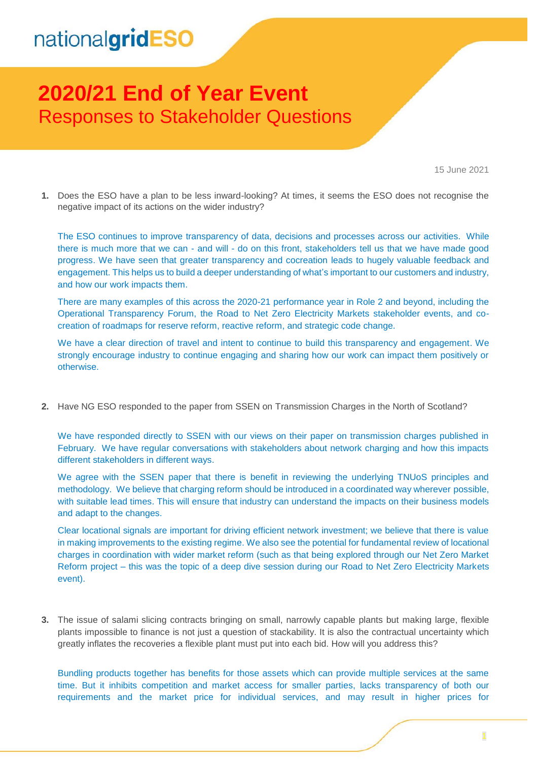nationalgridESO

# 2020/21 End of Year Event

## Responses to Stakeholder Questions

15 June 2021

1. Does the ESO have a plan to be less inward-looking? At times, it seems the ESO does not recognise the negative impact of its actions on the wider industry?

   The ESO continues to improve transparency of data, decisions and processes across our activities. While there is much more that we can - and will - do on this front, stakeholders tell us that we have made good progress. We have seen that greater transparency and cocreation leads to hugely valuable feedback and engagement. This helps us to build a deeper understanding of what's important to our customers and industry, and how our work impacts them.

   There are many examples of this across the 2020-21 performance year in Role 2 and beyond, including the Operational Transparency Forum, the Road to Net Zero Electricity Markets stakeholder events, and co-creation of roadmaps for reserve reform, reactive reform, and strategic code change.

   We have a clear direction of travel and intent to continue to build this transparency and engagement. We strongly encourage industry to continue engaging and sharing how our work can impact them positively or otherwise.

2. Have NG ESO responded to the paper from SSEN on Transmission Charges in the North of Scotland?

   We have responded directly to SSEN with our views on their paper on transmission charges published in February. We have regular conversations with stakeholders about network charging and how this impacts different stakeholders in different ways.

   We agree with the SSEN paper that there is benefit in reviewing the underlying TNUoS principles and methodology. We believe that charging reform should be introduced in a coordinated way wherever possible, with suitable lead times. This will ensure that industry can understand the impacts on their business models and adapt to the changes.

   Clear locational signals are important for driving efficient network investment; we believe that there is value in making improvements to the existing regime. We also see the potential for fundamental review of locational charges in coordination with wider market reform (such as that being explored through our Net Zero Market Reform project – this was the topic of a deep dive session during our Road to Net Zero Electricity Markets event).

3. The issue of salami slicing contracts bringing on small, narrowly capable plants but making large, flexible plants impossible to finance is not just a question of stackability. It is also the contractual uncertainty which greatly inflates the recoveries a flexible plant must put into each bid. How will you address this?

   Bundling products together has benefits for those assets which can provide multiple services at the same time. But it inhibits competition and market access for smaller parties, lacks transparency of both our requirements and the market price for individual services, and may result in higher prices for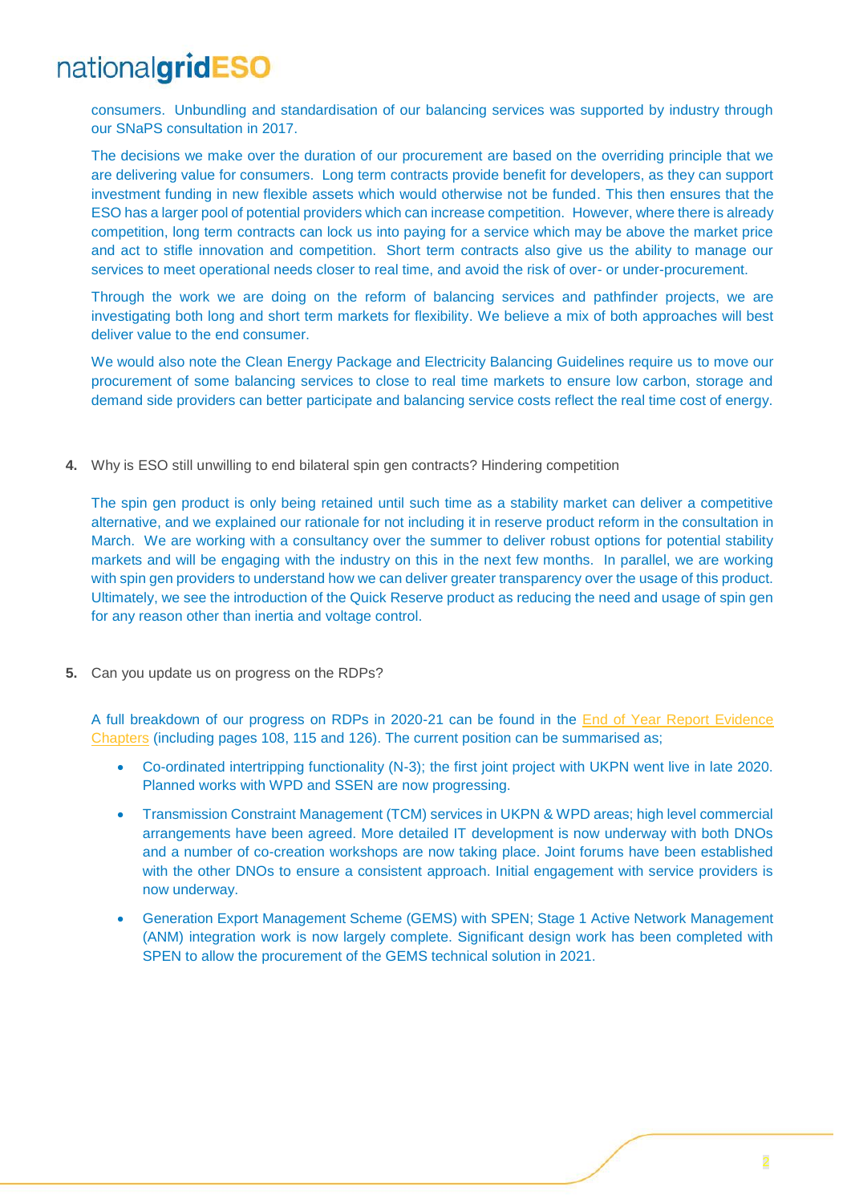consumers. Unbundling and standardisation of our balancing services was supported by industry through our SNaPS consultation in 2017.

The decisions we make over the duration of our procurement are based on the overriding principle that we are delivering value for consumers. Long term contracts provide benefit for developers, as they can support investment funding in new flexible assets which would otherwise not be funded. This then ensures that the ESO has a larger pool of potential providers which can increase competition. However, where there is already competition, long term contracts can lock us into paying for a service which may be above the market price and act to stifle innovation and competition. Short term contracts also give us the ability to manage our services to meet operational needs closer to real time, and avoid the risk of over- or under-procurement.

Through the work we are doing on the reform of balancing services and pathfinder projects, we are investigating both long and short term markets for flexibility. We believe a mix of both approaches will best deliver value to the end consumer.

We would also note the Clean Energy Package and Electricity Balancing Guidelines require us to move our procurement of some balancing services to close to real time markets to ensure low carbon, storage and demand side providers can better participate and balancing service costs reflect the real time cost of energy.

4. Why is ESO still unwilling to end bilateral spin gen contracts? Hindering competition

The spin gen product is only being retained until such time as a stability market can deliver a competitive alternative, and we explained our rationale for not including it in reserve product reform in the consultation in March. We are working with a consultancy over the summer to deliver robust options for potential stability markets and will be engaging with the industry on this in the next few months. In parallel, we are working with spin gen providers to understand how we can deliver greater transparency over the usage of this product. Ultimately, we see the introduction of the Quick Reserve product as reducing the need and usage of spin gen for any reason other than inertia and voltage control.

5. Can you update us on progress on the RDPs?

A full breakdown of our progress on RDPs in 2020-21 can be found in the End of Year Report Evidence Chapters (including pages 108, 115 and 126). The current position can be summarised as;

- Co-ordinated intertripping functionality (N-3); the first joint project with UKPN went live in late 2020. Planned works with WPD and SSEN are now progressing.
- Transmission Constraint Management (TCM) services in UKPN & WPD areas; high level commercial arrangements have been agreed. More detailed IT development is now underway with both DNOs and a number of co-creation workshops are now taking place. Joint forums have been established with the other DNOs to ensure a consistent approach. Initial engagement with service providers is now underway.
- Generation Export Management Scheme (GEMS) with SPEN; Stage 1 Active Network Management (ANM) integration work is now largely complete. Significant design work has been completed with SPEN to allow the procurement of the GEMS technical solution in 2021.